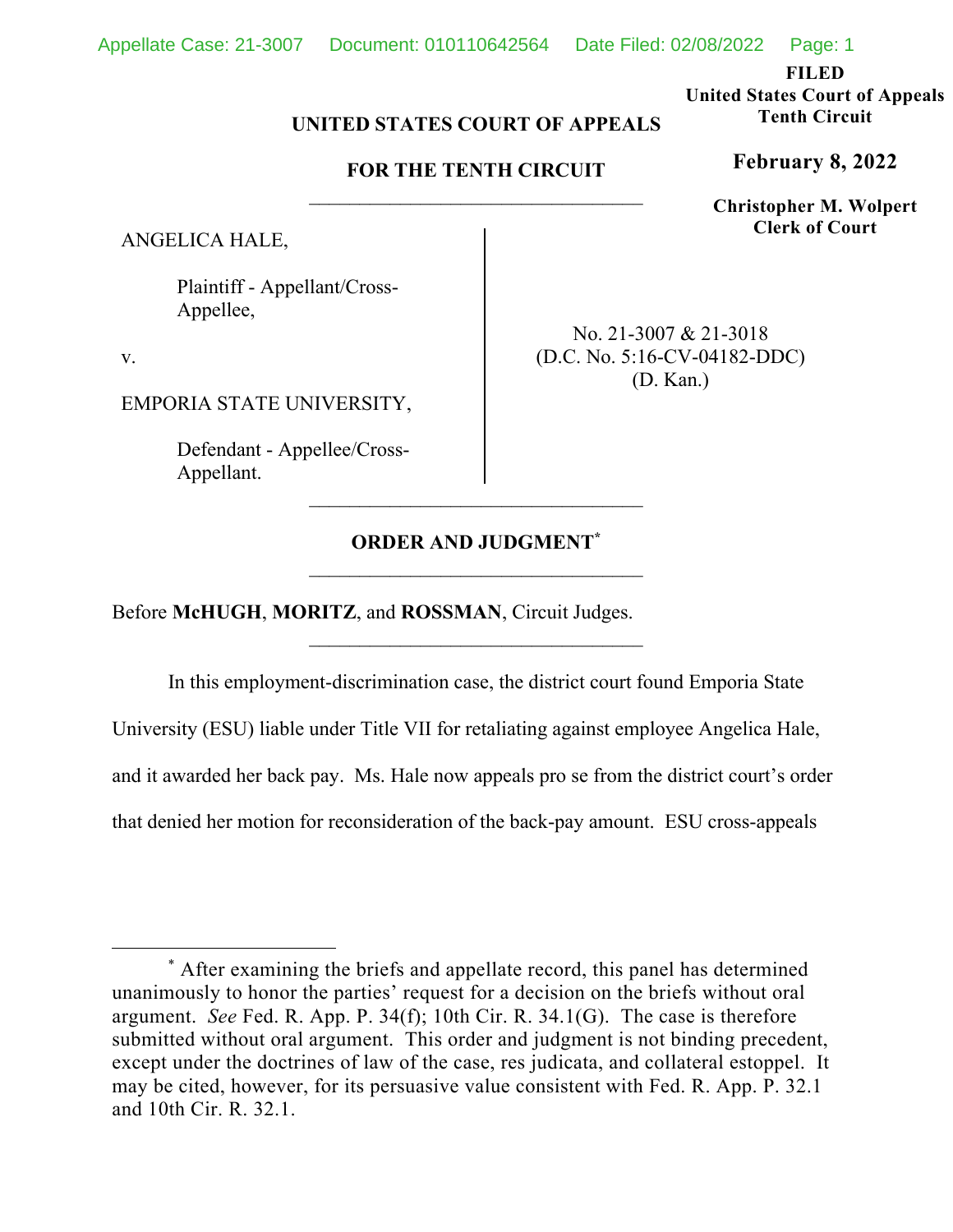FILED
United States Court of Appeals
Tenth Circuit

**February 8, 2022**

Christopher M. Wolpert
Clerk of Court

**UNITED STATES COURT OF APPEALS**

**FOR THE TENTH CIRCUIT**

---

ANGELICA HALE,

Plaintiff - Appellant/Cross-Appellee,

v.

EMPORIA STATE UNIVERSITY,

Defendant - Appellee/Cross-Appellant.

No. 21-3007 & 21-3018
(D.C. No. 5:16-CV-04182-DDC)
(D. Kan.)

---

**ORDER AND JUDGMENT***

---

Before **McHUGH**, **MORITZ**, and **ROSSMAN**, Circuit Judges.

---

In this employment-discrimination case, the district court found Emporia State University (ESU) liable under Title VII for retaliating against employee Angelica Hale, and it awarded her back pay. Ms. Hale now appeals pro se from the district court's order that denied her motion for reconsideration of the back-pay amount. ESU cross-appeals

---

\* After examining the briefs and appellate record, this panel has determined unanimously to honor the parties' request for a decision on the briefs without oral argument. *See* Fed. R. App. P. 34(f); 10th Cir. R. 34.1(G). The case is therefore submitted without oral argument. This order and judgment is not binding precedent, except under the doctrines of law of the case, res judicata, and collateral estoppel. It may be cited, however, for its persuasive value consistent with Fed. R. App. P. 32.1 and 10th Cir. R. 32.1.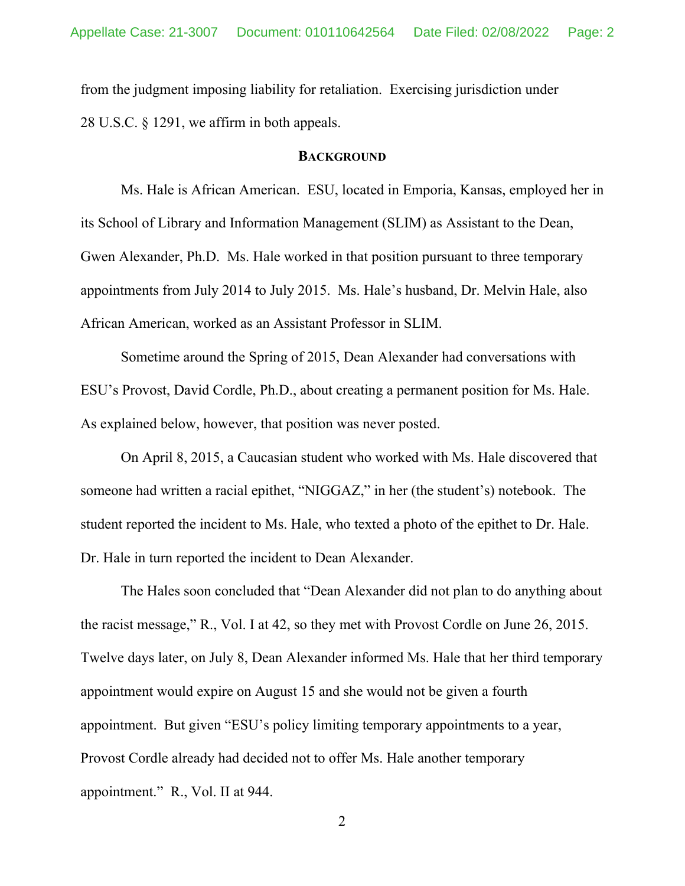from the judgment imposing liability for retaliation. Exercising jurisdiction under 28 U.S.C. § 1291, we affirm in both appeals.

## BACKGROUND

Ms. Hale is African American. ESU, located in Emporia, Kansas, employed her in its School of Library and Information Management (SLIM) as Assistant to the Dean, Gwen Alexander, Ph.D. Ms. Hale worked in that position pursuant to three temporary appointments from July 2014 to July 2015. Ms. Hale's husband, Dr. Melvin Hale, also African American, worked as an Assistant Professor in SLIM.

Sometime around the Spring of 2015, Dean Alexander had conversations with ESU's Provost, David Cordle, Ph.D., about creating a permanent position for Ms. Hale. As explained below, however, that position was never posted.

On April 8, 2015, a Caucasian student who worked with Ms. Hale discovered that someone had written a racial epithet, "NIGGAZ," in her (the student's) notebook. The student reported the incident to Ms. Hale, who texted a photo of the epithet to Dr. Hale. Dr. Hale in turn reported the incident to Dean Alexander.

The Hales soon concluded that "Dean Alexander did not plan to do anything about the racist message," R., Vol. I at 42, so they met with Provost Cordle on June 26, 2015. Twelve days later, on July 8, Dean Alexander informed Ms. Hale that her third temporary appointment would expire on August 15 and she would not be given a fourth appointment. But given "ESU's policy limiting temporary appointments to a year, Provost Cordle already had decided not to offer Ms. Hale another temporary appointment." R., Vol. II at 944.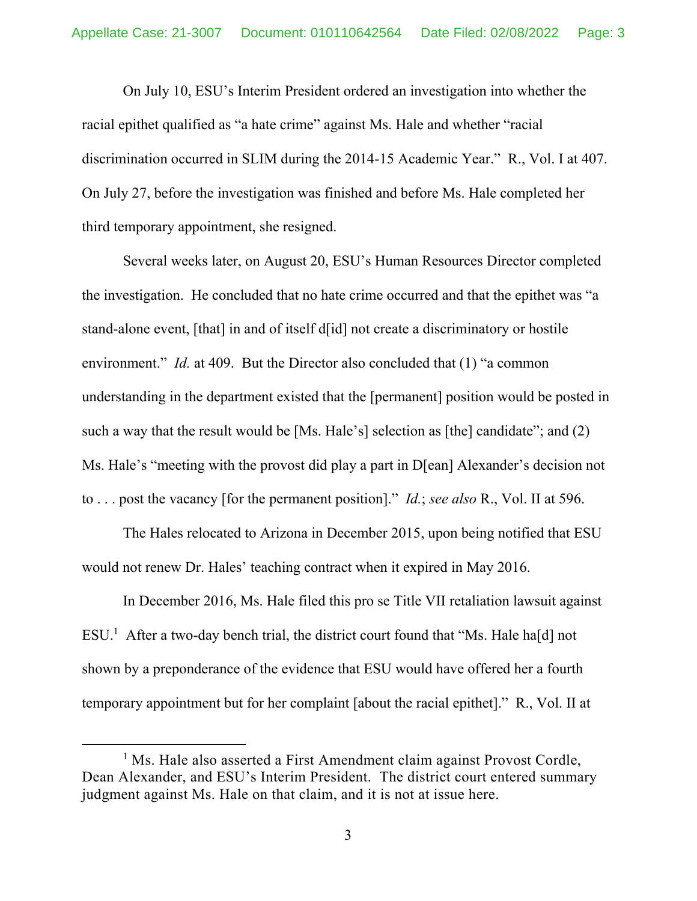On July 10, ESU's Interim President ordered an investigation into whether the racial epithet qualified as "a hate crime" against Ms. Hale and whether "racial discrimination occurred in SLIM during the 2014-15 Academic Year." R., Vol. I at 407. On July 27, before the investigation was finished and before Ms. Hale completed her third temporary appointment, she resigned.

Several weeks later, on August 20, ESU's Human Resources Director completed the investigation. He concluded that no hate crime occurred and that the epithet was "a stand-alone event, [that] in and of itself d[id] not create a discriminatory or hostile environment." *Id.* at 409. But the Director also concluded that (1) "a common understanding in the department existed that the [permanent] position would be posted in such a way that the result would be [Ms. Hale's] selection as [the] candidate"; and (2) Ms. Hale's "meeting with the provost did play a part in D[ean] Alexander's decision not to . . . post the vacancy [for the permanent position]." *Id.*; *see also* R., Vol. II at 596.

The Hales relocated to Arizona in December 2015, upon being notified that ESU would not renew Dr. Hales' teaching contract when it expired in May 2016.

In December 2016, Ms. Hale filed this pro se Title VII retaliation lawsuit against ESU.[1] After a two-day bench trial, the district court found that "Ms. Hale ha[d] not shown by a preponderance of the evidence that ESU would have offered her a fourth temporary appointment but for her complaint [about the racial epithet]." R., Vol. II at

[1] Ms. Hale also asserted a First Amendment claim against Provost Cordle, Dean Alexander, and ESU's Interim President. The district court entered summary judgment against Ms. Hale on that claim, and it is not at issue here.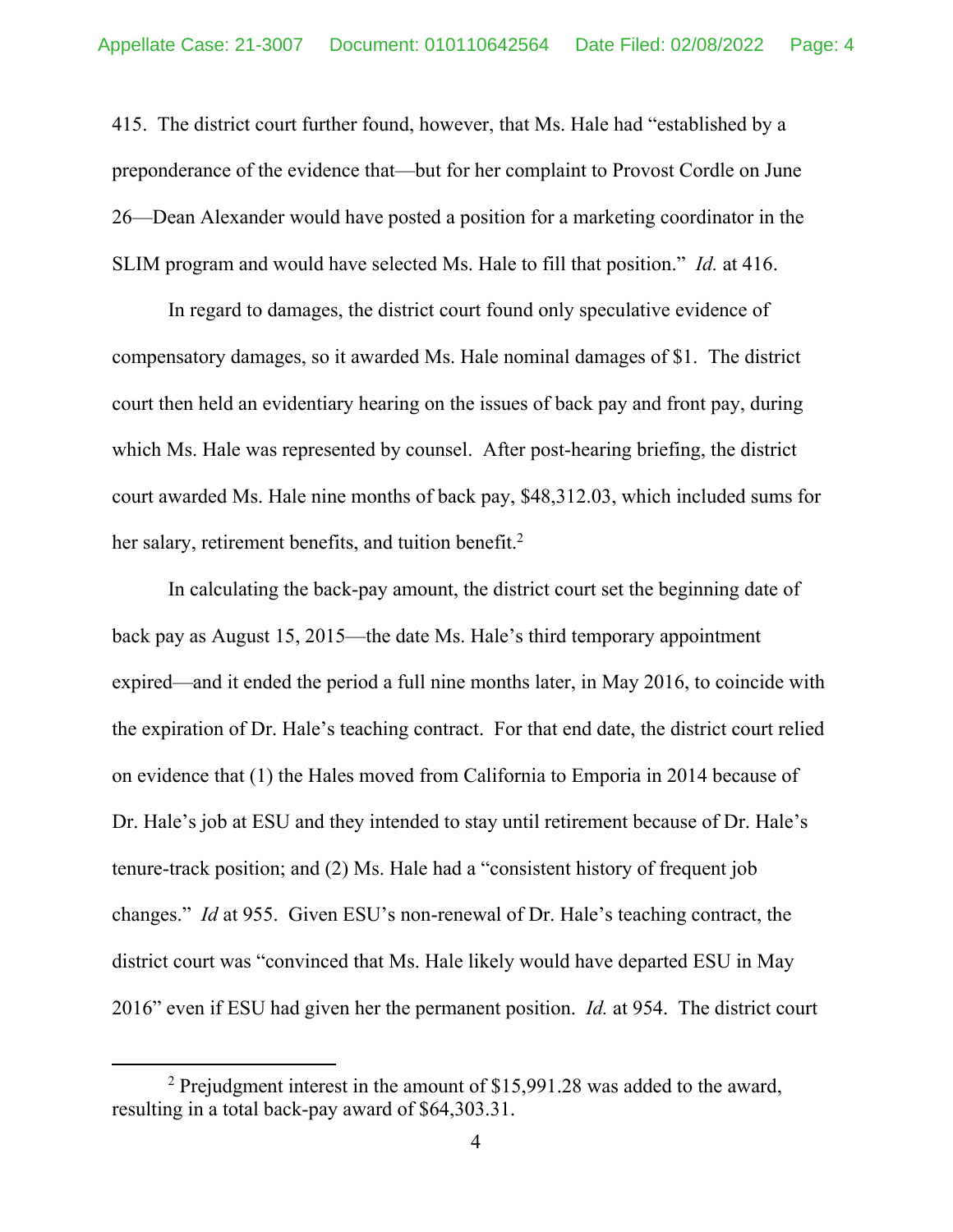415. The district court further found, however, that Ms. Hale had "established by a preponderance of the evidence that—but for her complaint to Provost Cordle on June 26—Dean Alexander would have posted a position for a marketing coordinator in the SLIM program and would have selected Ms. Hale to fill that position." *Id.* at 416.

In regard to damages, the district court found only speculative evidence of compensatory damages, so it awarded Ms. Hale nominal damages of $1. The district court then held an evidentiary hearing on the issues of back pay and front pay, during which Ms. Hale was represented by counsel. After post-hearing briefing, the district court awarded Ms. Hale nine months of back pay, $48,312.03, which included sums for her salary, retirement benefits, and tuition benefit.[2]

In calculating the back-pay amount, the district court set the beginning date of back pay as August 15, 2015—the date Ms. Hale's third temporary appointment expired—and it ended the period a full nine months later, in May 2016, to coincide with the expiration of Dr. Hale's teaching contract. For that end date, the district court relied on evidence that (1) the Hales moved from California to Emporia in 2014 because of Dr. Hale's job at ESU and they intended to stay until retirement because of Dr. Hale's tenure-track position; and (2) Ms. Hale had a "consistent history of frequent job changes." *Id* at 955. Given ESU's non-renewal of Dr. Hale's teaching contract, the district court was "convinced that Ms. Hale likely would have departed ESU in May 2016" even if ESU had given her the permanent position. *Id.* at 954. The district court

[2] Prejudgment interest in the amount of $15,991.28 was added to the award, resulting in a total back-pay award of $64,303.31.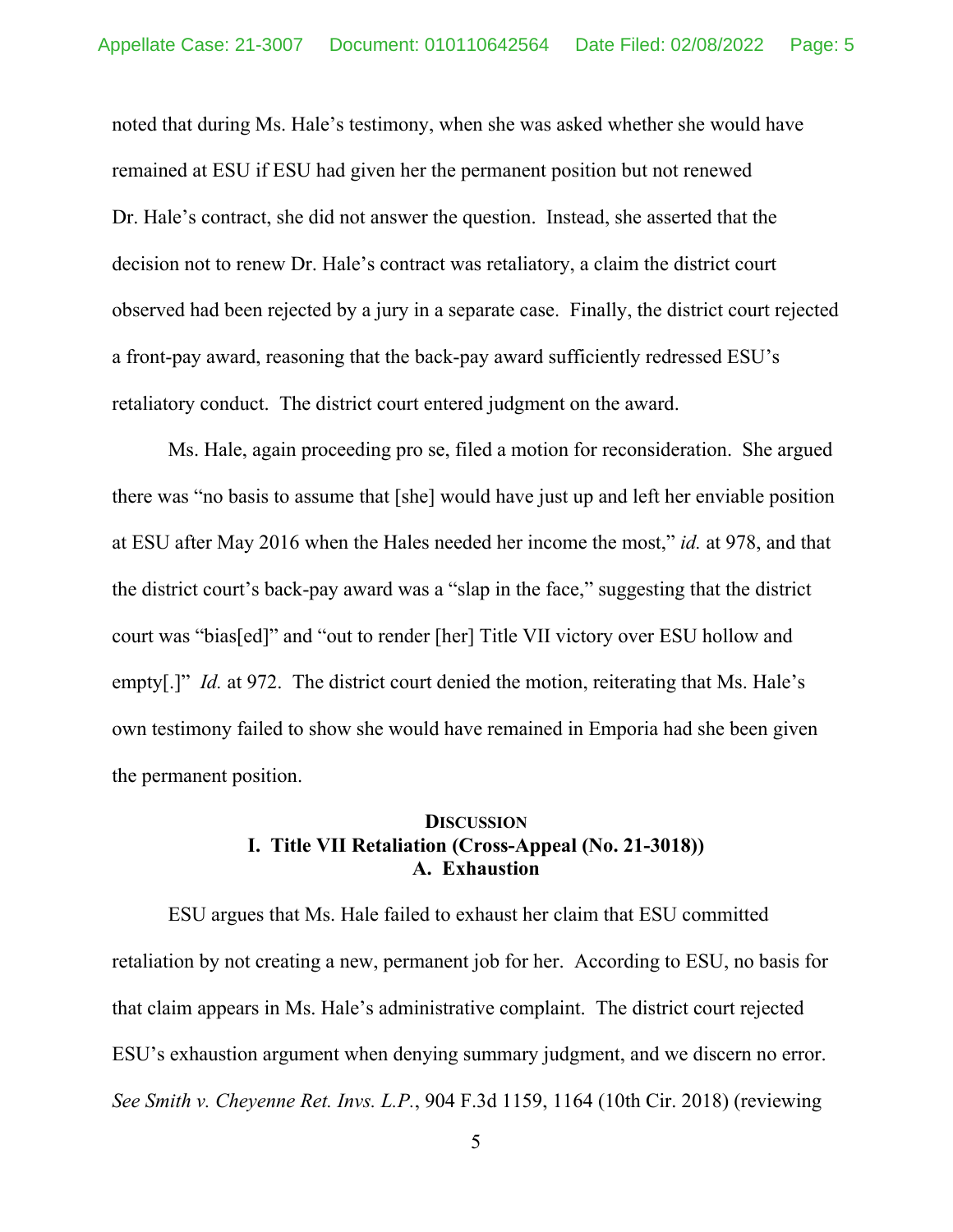noted that during Ms. Hale's testimony, when she was asked whether she would have remained at ESU if ESU had given her the permanent position but not renewed Dr. Hale's contract, she did not answer the question. Instead, she asserted that the decision not to renew Dr. Hale's contract was retaliatory, a claim the district court observed had been rejected by a jury in a separate case. Finally, the district court rejected a front-pay award, reasoning that the back-pay award sufficiently redressed ESU's retaliatory conduct. The district court entered judgment on the award.

Ms. Hale, again proceeding pro se, filed a motion for reconsideration. She argued there was "no basis to assume that [she] would have just up and left her enviable position at ESU after May 2016 when the Hales needed her income the most," *id.* at 978, and that the district court's back-pay award was a "slap in the face," suggesting that the district court was "bias[ed]" and "out to render [her] Title VII victory over ESU hollow and empty[.]" *Id.* at 972. The district court denied the motion, reiterating that Ms. Hale's own testimony failed to show she would have remained in Emporia had she been given the permanent position.

## DISCUSSION

## I. Title VII Retaliation (Cross-Appeal (No. 21-3018))

### A. Exhaustion

ESU argues that Ms. Hale failed to exhaust her claim that ESU committed retaliation by not creating a new, permanent job for her. According to ESU, no basis for that claim appears in Ms. Hale's administrative complaint. The district court rejected ESU's exhaustion argument when denying summary judgment, and we discern no error. *See Smith v. Cheyenne Ret. Invs. L.P.*, 904 F.3d 1159, 1164 (10th Cir. 2018) (reviewing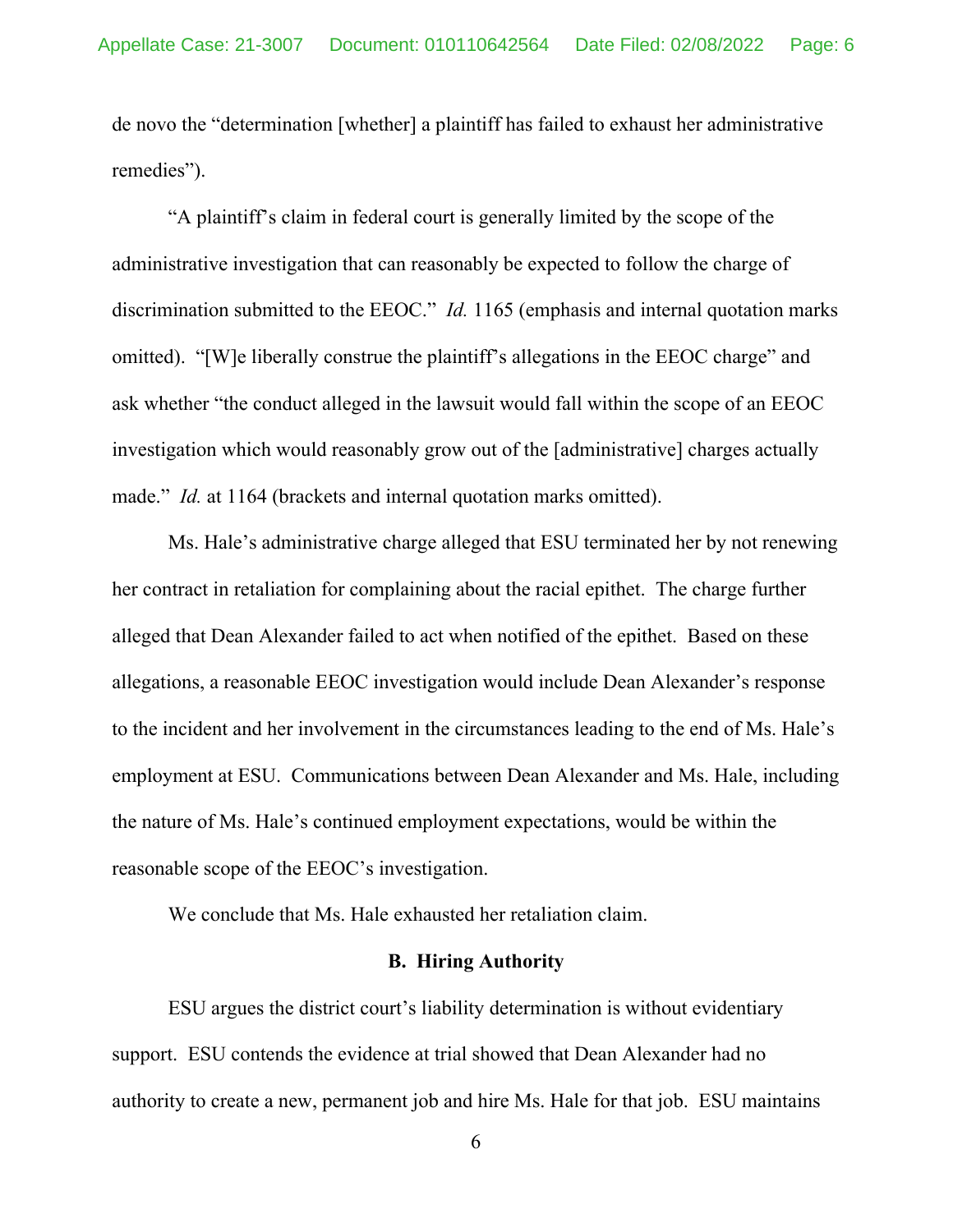de novo the "determination [whether] a plaintiff has failed to exhaust her administrative remedies").

"A plaintiff's claim in federal court is generally limited by the scope of the administrative investigation that can reasonably be expected to follow the charge of discrimination submitted to the EEOC." *Id.* 1165 (emphasis and internal quotation marks omitted). "[W]e liberally construe the plaintiff's allegations in the EEOC charge" and ask whether "the conduct alleged in the lawsuit would fall within the scope of an EEOC investigation which would reasonably grow out of the [administrative] charges actually made." *Id.* at 1164 (brackets and internal quotation marks omitted).

Ms. Hale's administrative charge alleged that ESU terminated her by not renewing her contract in retaliation for complaining about the racial epithet. The charge further alleged that Dean Alexander failed to act when notified of the epithet. Based on these allegations, a reasonable EEOC investigation would include Dean Alexander's response to the incident and her involvement in the circumstances leading to the end of Ms. Hale's employment at ESU. Communications between Dean Alexander and Ms. Hale, including the nature of Ms. Hale's continued employment expectations, would be within the reasonable scope of the EEOC's investigation.

We conclude that Ms. Hale exhausted her retaliation claim.

**B. Hiring Authority**

ESU argues the district court's liability determination is without evidentiary support. ESU contends the evidence at trial showed that Dean Alexander had no authority to create a new, permanent job and hire Ms. Hale for that job. ESU maintains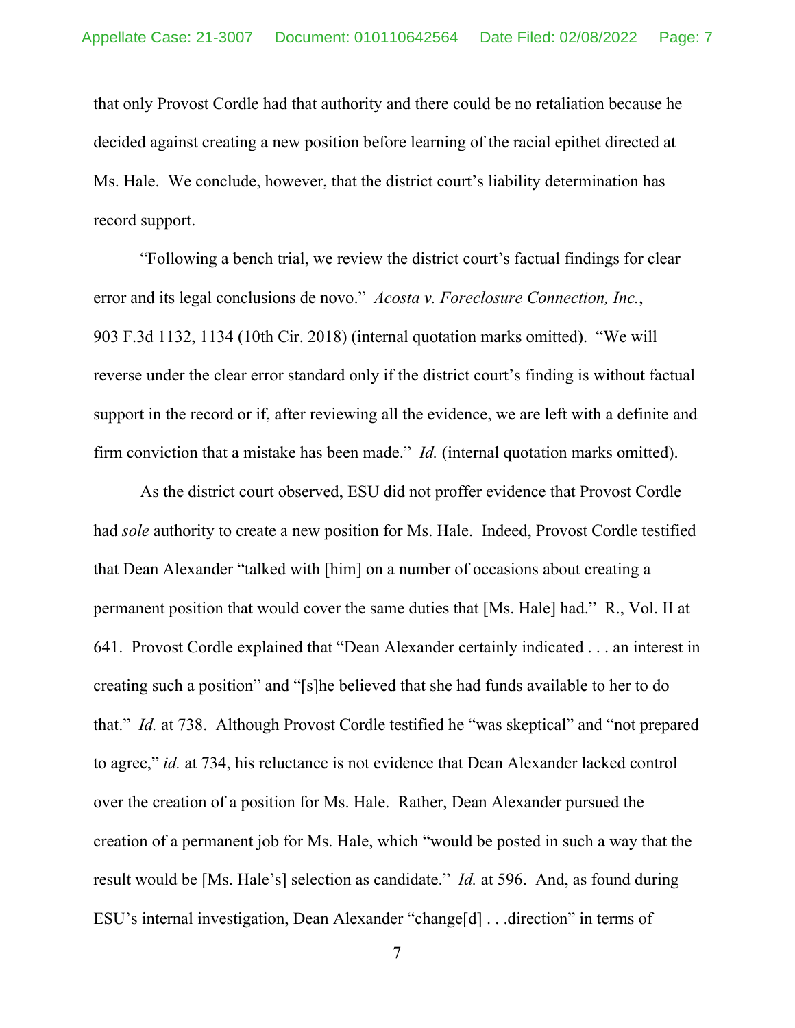that only Provost Cordle had that authority and there could be no retaliation because he decided against creating a new position before learning of the racial epithet directed at Ms. Hale. We conclude, however, that the district court's liability determination has record support.

"Following a bench trial, we review the district court's factual findings for clear error and its legal conclusions de novo." *Acosta v. Foreclosure Connection, Inc.*, 903 F.3d 1132, 1134 (10th Cir. 2018) (internal quotation marks omitted). "We will reverse under the clear error standard only if the district court's finding is without factual support in the record or if, after reviewing all the evidence, we are left with a definite and firm conviction that a mistake has been made." *Id.* (internal quotation marks omitted).

As the district court observed, ESU did not proffer evidence that Provost Cordle had *sole* authority to create a new position for Ms. Hale. Indeed, Provost Cordle testified that Dean Alexander "talked with [him] on a number of occasions about creating a permanent position that would cover the same duties that [Ms. Hale] had." R., Vol. II at 641. Provost Cordle explained that "Dean Alexander certainly indicated . . . an interest in creating such a position" and "[s]he believed that she had funds available to her to do that." *Id.* at 738. Although Provost Cordle testified he "was skeptical" and "not prepared to agree," *id.* at 734, his reluctance is not evidence that Dean Alexander lacked control over the creation of a position for Ms. Hale. Rather, Dean Alexander pursued the creation of a permanent job for Ms. Hale, which "would be posted in such a way that the result would be [Ms. Hale's] selection as candidate." *Id.* at 596. And, as found during ESU's internal investigation, Dean Alexander "change[d] . . .direction" in terms of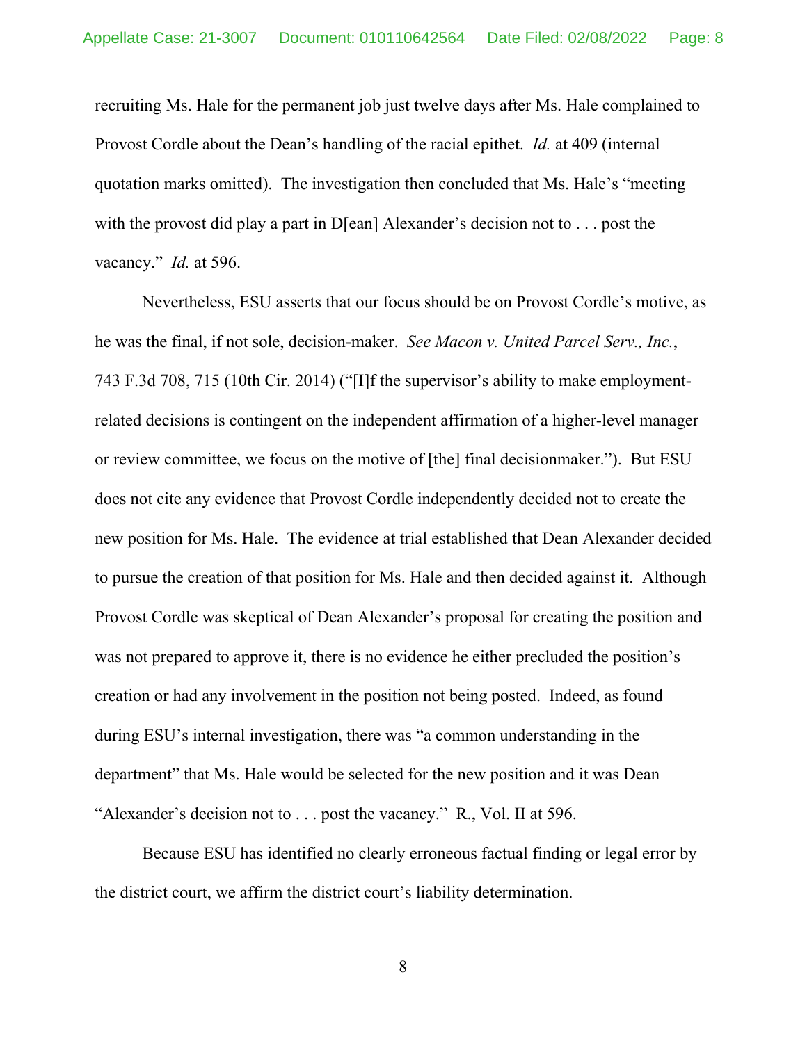recruiting Ms. Hale for the permanent job just twelve days after Ms. Hale complained to Provost Cordle about the Dean's handling of the racial epithet. *Id.* at 409 (internal quotation marks omitted). The investigation then concluded that Ms. Hale's "meeting with the provost did play a part in D[ean] Alexander's decision not to . . . post the vacancy." *Id.* at 596.

Nevertheless, ESU asserts that our focus should be on Provost Cordle's motive, as he was the final, if not sole, decision-maker. *See Macon v. United Parcel Serv., Inc.*, 743 F.3d 708, 715 (10th Cir. 2014) ("[I]f the supervisor's ability to make employment-related decisions is contingent on the independent affirmation of a higher-level manager or review committee, we focus on the motive of [the] final decisionmaker."). But ESU does not cite any evidence that Provost Cordle independently decided not to create the new position for Ms. Hale. The evidence at trial established that Dean Alexander decided to pursue the creation of that position for Ms. Hale and then decided against it. Although Provost Cordle was skeptical of Dean Alexander's proposal for creating the position and was not prepared to approve it, there is no evidence he either precluded the position's creation or had any involvement in the position not being posted. Indeed, as found during ESU's internal investigation, there was "a common understanding in the department" that Ms. Hale would be selected for the new position and it was Dean "Alexander's decision not to . . . post the vacancy." R., Vol. II at 596.

Because ESU has identified no clearly erroneous factual finding or legal error by the district court, we affirm the district court's liability determination.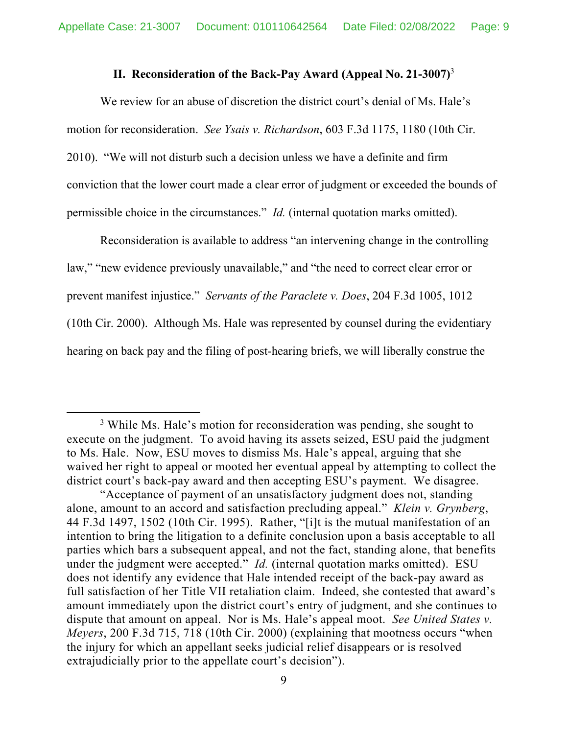## II. Reconsideration of the Back-Pay Award (Appeal No. 21-3007)[3]

We review for an abuse of discretion the district court's denial of Ms. Hale's motion for reconsideration. *See Ysais v. Richardson*, 603 F.3d 1175, 1180 (10th Cir. 2010). "We will not disturb such a decision unless we have a definite and firm conviction that the lower court made a clear error of judgment or exceeded the bounds of permissible choice in the circumstances." *Id.* (internal quotation marks omitted).

Reconsideration is available to address "an intervening change in the controlling law," "new evidence previously unavailable," and "the need to correct clear error or prevent manifest injustice." *Servants of the Paraclete v. Does*, 204 F.3d 1005, 1012 (10th Cir. 2000). Although Ms. Hale was represented by counsel during the evidentiary hearing on back pay and the filing of post-hearing briefs, we will liberally construe the

---

[3] While Ms. Hale's motion for reconsideration was pending, she sought to execute on the judgment. To avoid having its assets seized, ESU paid the judgment to Ms. Hale. Now, ESU moves to dismiss Ms. Hale's appeal, arguing that she waived her right to appeal or mooted her eventual appeal by attempting to collect the district court's back-pay award and then accepting ESU's payment. We disagree.

"Acceptance of payment of an unsatisfactory judgment does not, standing alone, amount to an accord and satisfaction precluding appeal." *Klein v. Grynberg*, 44 F.3d 1497, 1502 (10th Cir. 1995). Rather, "[i]t is the mutual manifestation of an intention to bring the litigation to a definite conclusion upon a basis acceptable to all parties which bars a subsequent appeal, and not the fact, standing alone, that benefits under the judgment were accepted." *Id.* (internal quotation marks omitted). ESU does not identify any evidence that Hale intended receipt of the back-pay award as full satisfaction of her Title VII retaliation claim. Indeed, she contested that award's amount immediately upon the district court's entry of judgment, and she continues to dispute that amount on appeal. Nor is Ms. Hale's appeal moot. *See United States v. Meyers*, 200 F.3d 715, 718 (10th Cir. 2000) (explaining that mootness occurs "when the injury for which an appellant seeks judicial relief disappears or is resolved extrajudicially prior to the appellate court's decision").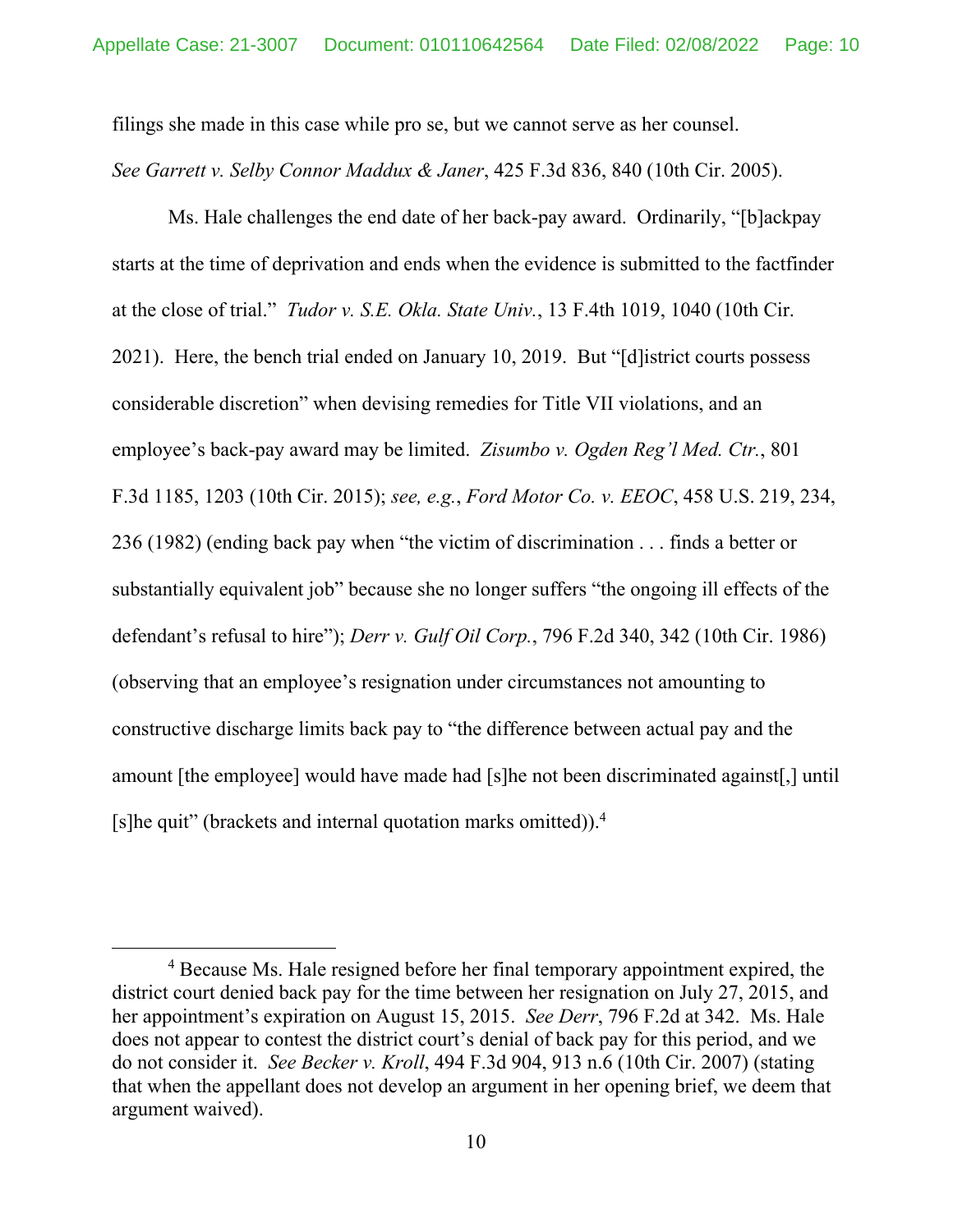filings she made in this case while pro se, but we cannot serve as her counsel. *See Garrett v. Selby Connor Maddux & Janer*, 425 F.3d 836, 840 (10th Cir. 2005).

Ms. Hale challenges the end date of her back-pay award. Ordinarily, "[b]ackpay starts at the time of deprivation and ends when the evidence is submitted to the factfinder at the close of trial." *Tudor v. S.E. Okla. State Univ.*, 13 F.4th 1019, 1040 (10th Cir. 2021). Here, the bench trial ended on January 10, 2019. But "[d]istrict courts possess considerable discretion" when devising remedies for Title VII violations, and an employee's back-pay award may be limited. *Zisumbo v. Ogden Reg'l Med. Ctr.*, 801 F.3d 1185, 1203 (10th Cir. 2015); *see, e.g.*, *Ford Motor Co. v. EEOC*, 458 U.S. 219, 234, 236 (1982) (ending back pay when "the victim of discrimination . . . finds a better or substantially equivalent job" because she no longer suffers "the ongoing ill effects of the defendant's refusal to hire"); *Derr v. Gulf Oil Corp.*, 796 F.2d 340, 342 (10th Cir. 1986) (observing that an employee's resignation under circumstances not amounting to constructive discharge limits back pay to "the difference between actual pay and the amount [the employee] would have made had [s]he not been discriminated against[,] until [s]he quit" (brackets and internal quotation marks omitted)).[4]

---

[4] Because Ms. Hale resigned before her final temporary appointment expired, the district court denied back pay for the time between her resignation on July 27, 2015, and her appointment's expiration on August 15, 2015. *See Derr*, 796 F.2d at 342. Ms. Hale does not appear to contest the district court's denial of back pay for this period, and we do not consider it. *See Becker v. Kroll*, 494 F.3d 904, 913 n.6 (10th Cir. 2007) (stating that when the appellant does not develop an argument in her opening brief, we deem that argument waived).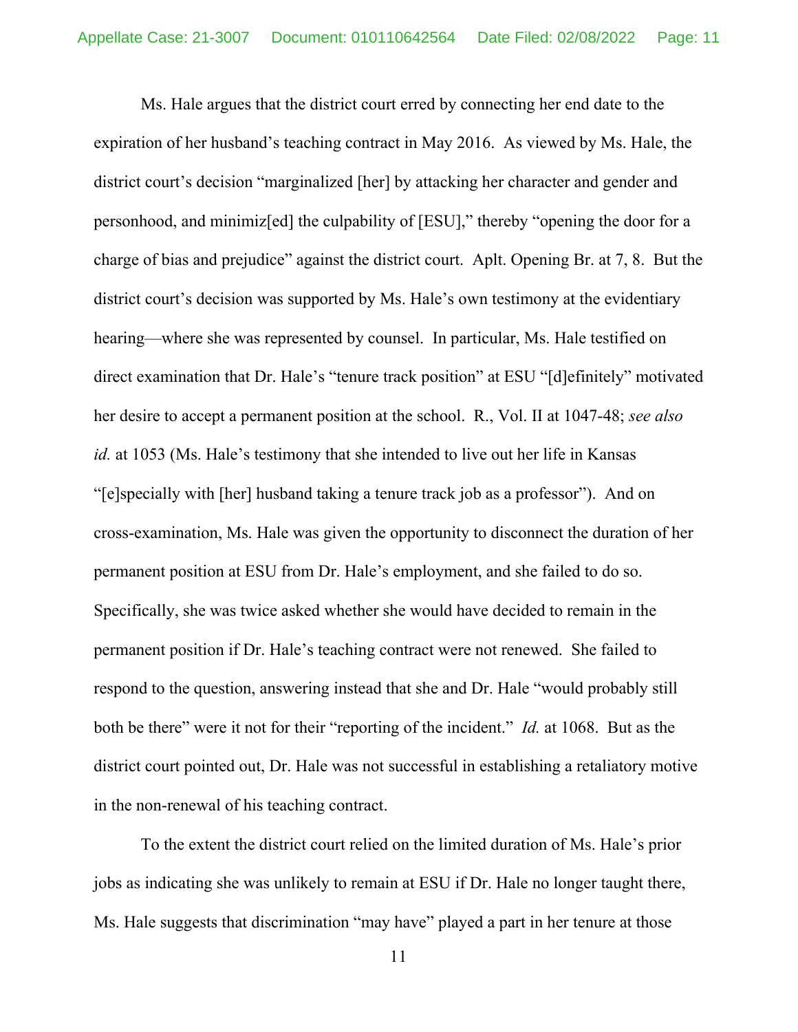Ms. Hale argues that the district court erred by connecting her end date to the expiration of her husband's teaching contract in May 2016. As viewed by Ms. Hale, the district court's decision "marginalized [her] by attacking her character and gender and personhood, and minimiz[ed] the culpability of [ESU]," thereby "opening the door for a charge of bias and prejudice" against the district court. Aplt. Opening Br. at 7, 8. But the district court's decision was supported by Ms. Hale's own testimony at the evidentiary hearing—where she was represented by counsel. In particular, Ms. Hale testified on direct examination that Dr. Hale's "tenure track position" at ESU "[d]efinitely" motivated her desire to accept a permanent position at the school. R., Vol. II at 1047-48; *see also id.* at 1053 (Ms. Hale's testimony that she intended to live out her life in Kansas "[e]specially with [her] husband taking a tenure track job as a professor"). And on cross-examination, Ms. Hale was given the opportunity to disconnect the duration of her permanent position at ESU from Dr. Hale's employment, and she failed to do so. Specifically, she was twice asked whether she would have decided to remain in the permanent position if Dr. Hale's teaching contract were not renewed. She failed to respond to the question, answering instead that she and Dr. Hale "would probably still both be there" were it not for their "reporting of the incident." *Id.* at 1068. But as the district court pointed out, Dr. Hale was not successful in establishing a retaliatory motive in the non-renewal of his teaching contract.

To the extent the district court relied on the limited duration of Ms. Hale's prior jobs as indicating she was unlikely to remain at ESU if Dr. Hale no longer taught there, Ms. Hale suggests that discrimination "may have" played a part in her tenure at those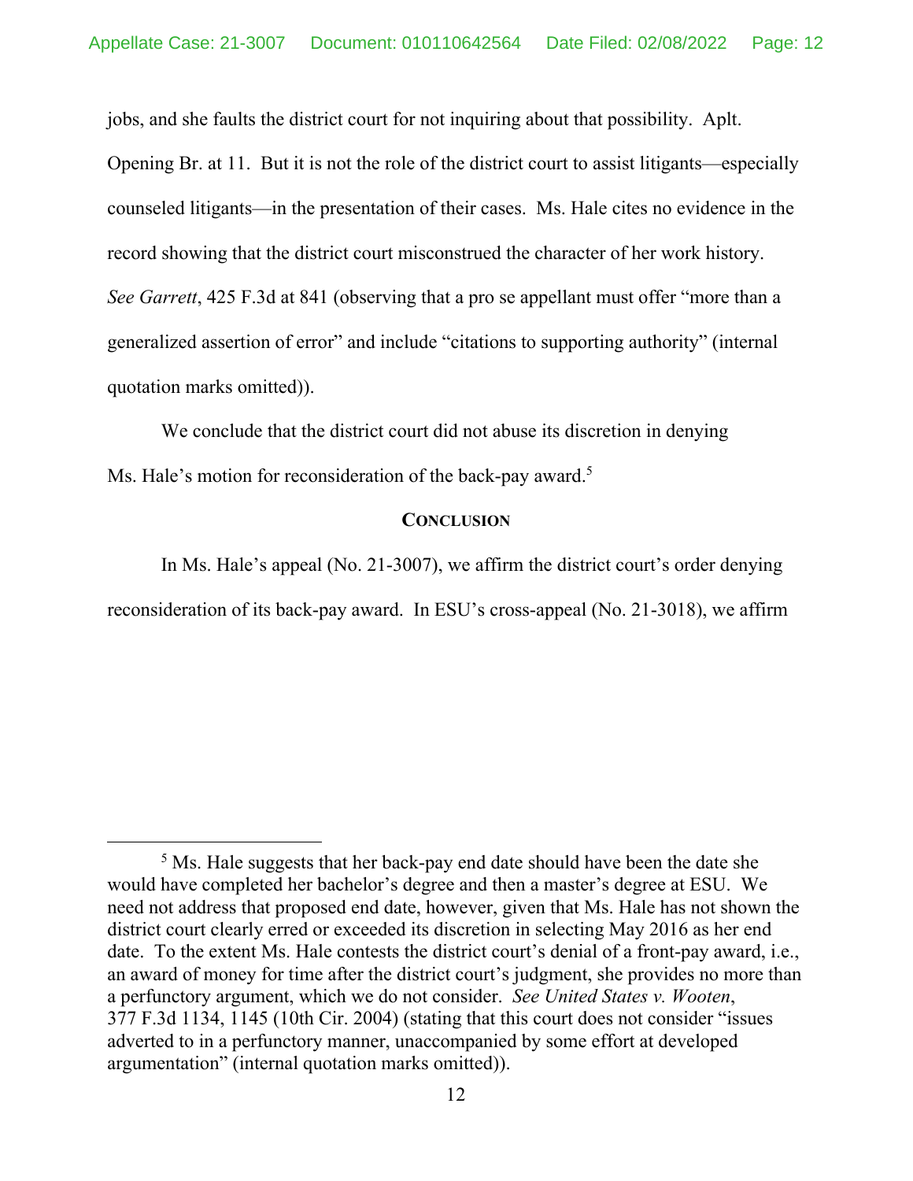jobs, and she faults the district court for not inquiring about that possibility. Aplt. Opening Br. at 11. But it is not the role of the district court to assist litigants—especially counseled litigants—in the presentation of their cases. Ms. Hale cites no evidence in the record showing that the district court misconstrued the character of her work history. *See Garrett*, 425 F.3d at 841 (observing that a pro se appellant must offer "more than a generalized assertion of error" and include "citations to supporting authority" (internal quotation marks omitted)).

We conclude that the district court did not abuse its discretion in denying Ms. Hale's motion for reconsideration of the back-pay award.[5]

## CONCLUSION

In Ms. Hale's appeal (No. 21-3007), we affirm the district court's order denying reconsideration of its back-pay award. In ESU's cross-appeal (No. 21-3018), we affirm

---

[5] Ms. Hale suggests that her back-pay end date should have been the date she would have completed her bachelor's degree and then a master's degree at ESU. We need not address that proposed end date, however, given that Ms. Hale has not shown the district court clearly erred or exceeded its discretion in selecting May 2016 as her end date. To the extent Ms. Hale contests the district court's denial of a front-pay award, i.e., an award of money for time after the district court's judgment, she provides no more than a perfunctory argument, which we do not consider. *See United States v. Wooten*, 377 F.3d 1134, 1145 (10th Cir. 2004) (stating that this court does not consider "issues adverted to in a perfunctory manner, unaccompanied by some effort at developed argumentation" (internal quotation marks omitted)).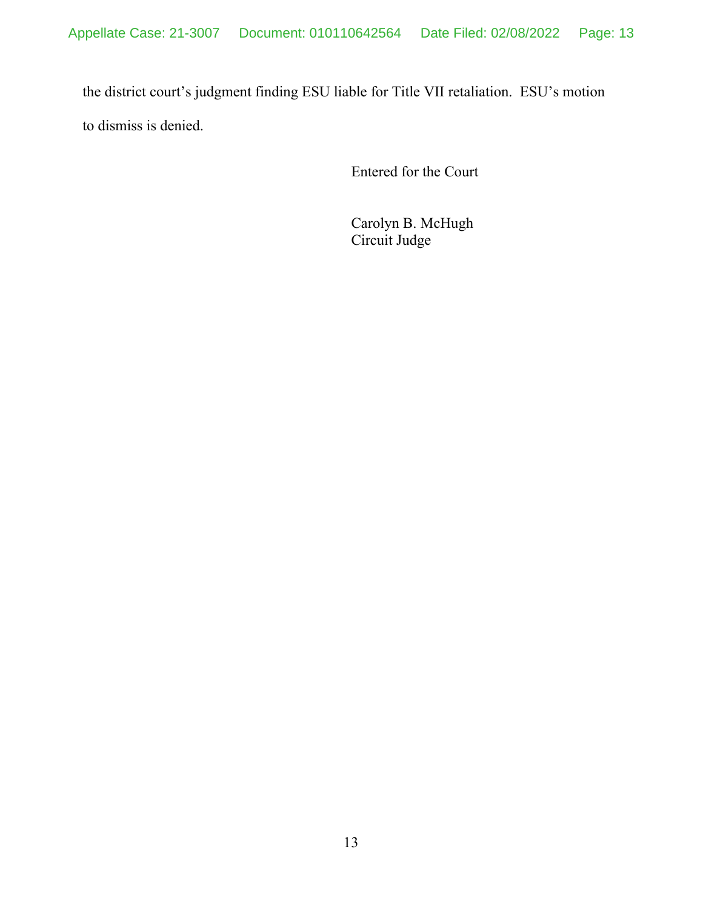the district court's judgment finding ESU liable for Title VII retaliation. ESU's motion to dismiss is denied.

Entered for the Court

Carolyn B. McHugh
Circuit Judge